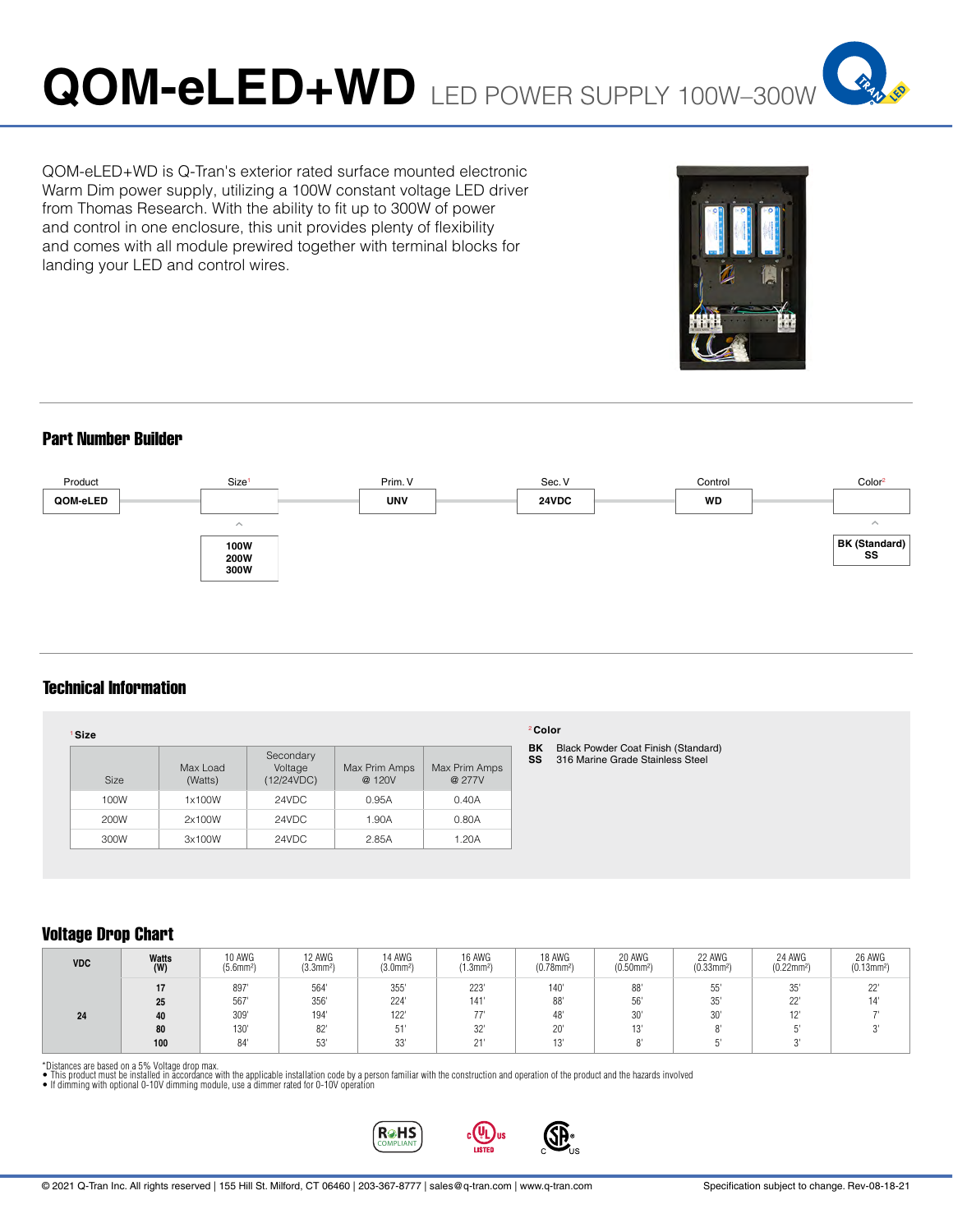# QOM-eLED+WD LED POWER SUPPLY 100W–300W

QOM-eLED+WD is Q-Tran's exterior rated surface mounted electronic Warm Dim power supply, utilizing a 100W constant voltage LED driver from Thomas Research. With the ability to fit up to 300W of power and control in one enclosure, this unit provides plenty of flexibility and comes with all module prewired together with terminal blocks for landing your LED and control wires.

## Part Number Builder

| Product | Size[1] | Prim. V | Sec. V | Control | Color[2] |
|---|---|---|---|---|---|
| QOM-eLED | | UNV | 24VDC | WD | |
| | 100W<br>200W<br>300W | | | | BK (Standard)<br>SS |

## Technical Information

[1] **Size**

| Size | Max Load (Watts) | Secondary Voltage (12/24VDC) | Max Prim Amps @ 120V | Max Prim Amps @ 277V |
|---|---|---|---|---|
| 100W | 1x100W | 24VDC | 0.95A | 0.40A |
| 200W | 2x100W | 24VDC | 1.90A | 0.80A |
| 300W | 3x100W | 24VDC | 2.85A | 1.20A |

[2] **Color**

**BK** Black Powder Coat Finish (Standard)
**SS** 316 Marine Grade Stainless Steel

## Voltage Drop Chart

| VDC | Watts (W) | 10 AWG ($5.6mm^2$) | 12 AWG ($3.3mm^2$) | 14 AWG ($3.0mm^2$) | 16 AWG ($1.3mm^2$) | 18 AWG ($0.78mm^2$) | 20 AWG ($0.50mm^2$) | 22 AWG ($0.33mm^2$) | 24 AWG ($0.22mm^2$) | 26 AWG ($0.13mm^2$) |
|---|---|---|---|---|---|---|---|---|---|---|
| 24 | 17 | 897' | 564' | 355' | 223' | 140' | 88' | 55' | 35' | 22' |
| | 25 | 567' | 356' | 224' | 141' | 88' | 56' | 35' | 22' | 14' |
| | 40 | 309' | 194' | 122' | 77' | 48' | 30' | 30' | 12' | 7' |
| | 80 | 130' | 82' | 51' | 32' | 20' | 13' | 8' | 5' | 3' |
| | 100 | 84' | 53' | 33' | 21' | 13' | 8' | 5' | 3' | |

*Distances are based on a 5% Voltage drop max.
- This product must be installed in accordance with the applicable installation code by a person familiar with the construction and operation of the product and the hazards involved
- If dimming with optional 0-10V dimming module, use a dimmer rated for 0-10V operation

© 2021 Q-Tran Inc. All rights reserved | 155 Hill St. Milford, CT 06460 | 203-367-8777 | sales@q-tran.com | www.q-tran.com

Specification subject to change. Rev-08-18-21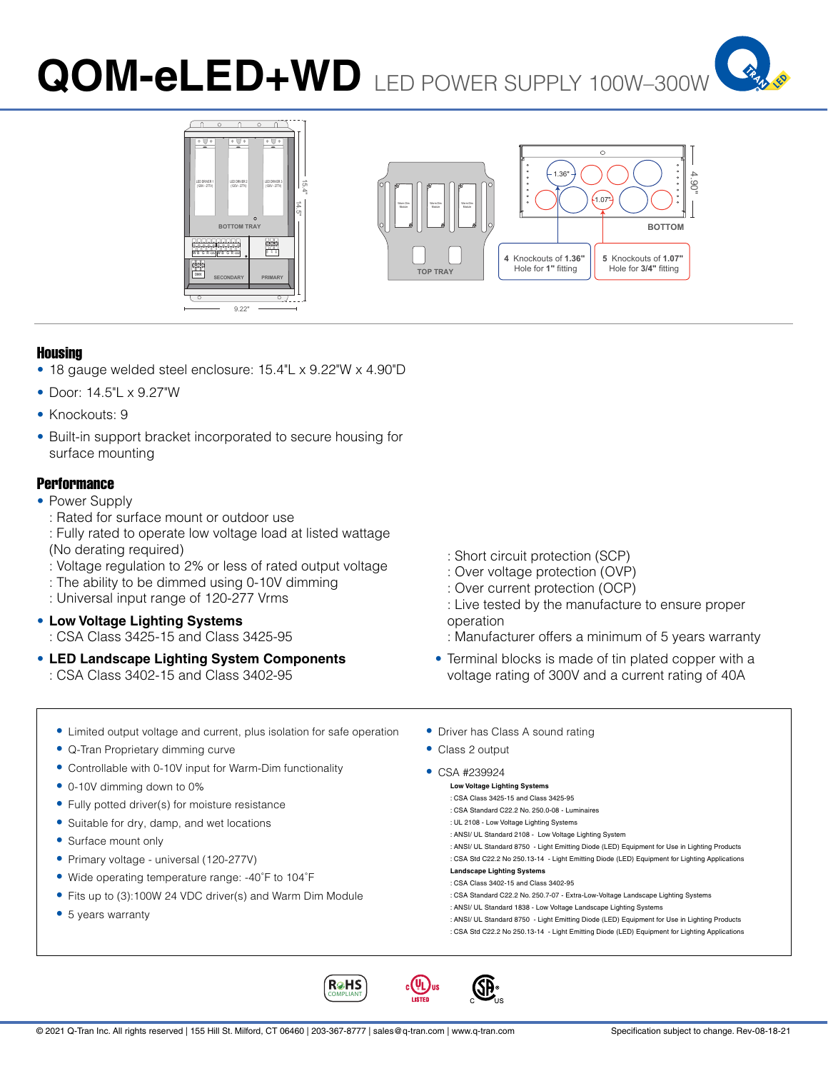# QOM-eLED+WD LED POWER SUPPLY 100W–300W

BOTTOM TRAY

SECONDARY PRIMARY

15.4" 14.5" 9.22"

TOP TRAY

BOTTOM

1.36" 1.07" 4.90"

4 Knockouts of **1.36"** Hole for **1"** fitting

5 Knockouts of **1.07"** Hole for **3/4"** fitting

## Housing

- 18 gauge welded steel enclosure: 15.4"L x 9.22"W x 4.90"D
- Door: 14.5"L x 9.27"W
- Knockouts: 9
- Built-in support bracket incorporated to secure housing for surface mounting

## Performance

- Power Supply
  : Rated for surface mount or outdoor use
  : Fully rated to operate low voltage load at listed wattage (No derating required)
  : Voltage regulation to 2% or less of rated output voltage
  : The ability to be dimmed using 0-10V dimming
  : Universal input range of 120-277 Vrms
  : Short circuit protection (SCP)
  : Over voltage protection (OVP)
  : Over current protection (OCP)
  : Live tested by the manufacture to ensure proper operation
  : Manufacturer offers a minimum of 5 years warranty
- **Low Voltage Lighting Systems**
  : CSA Class 3425-15 and Class 3425-95
- **LED Landscape Lighting System Components**
  : CSA Class 3402-15 and Class 3402-95
- Terminal blocks is made of tin plated copper with a voltage rating of 300V and a current rating of 40A

---

- Limited output voltage and current, plus isolation for safe operation
- Q-Tran Proprietary dimming curve
- Controllable with 0-10V input for Warm-Dim functionality
- 0-10V dimming down to 0%
- Fully potted driver(s) for moisture resistance
- Suitable for dry, damp, and wet locations
- Surface mount only
- Primary voltage - universal (120-277V)
- Wide operating temperature range: -40˚F to 104˚F
- Fits up to (3):100W 24 VDC driver(s) and Warm Dim Module
- 5 years warranty
- Driver has Class A sound rating
- Class 2 output
- CSA #239924

  **Low Voltage Lighting Systems**
  : CSA Class 3425-15 and Class 3425-95
  : CSA Standard C22.2 No. 250.0-08 - Luminaires
  : UL 2108 - Low Voltage Lighting Systems
  : ANSI/ UL Standard 2108 - Low Voltage Lighting System
  : ANSI/ UL Standard 8750 - Light Emitting Diode (LED) Equipment for Use in Lighting Products
  : CSA Std C22.2 No 250.13-14 - Light Emitting Diode (LED) Equipment for Lighting Applications

  **Landscape Lighting Systems**
  : CSA Class 3402-15 and Class 3402-95
  : CSA Standard C22.2 No. 250.7-07 - Extra-Low-Voltage Landscape Lighting Systems
  : ANSI/ UL Standard 1838 - Low Voltage Landscape Lighting Systems
  : ANSI/ UL Standard 8750 - Light Emitting Diode (LED) Equipment for Use in Lighting Products
  : CSA Std C22.2 No 250.13-14 - Light Emitting Diode (LED) Equipment for Lighting Applications

RoHS COMPLIANT · c UL us LISTED · CSA c us

© 2021 Q-Tran Inc. All rights reserved | 155 Hill St. Milford, CT 06460 | 203-367-8777 | sales@q-tran.com | www.q-tran.com Specification subject to change. Rev-08-18-21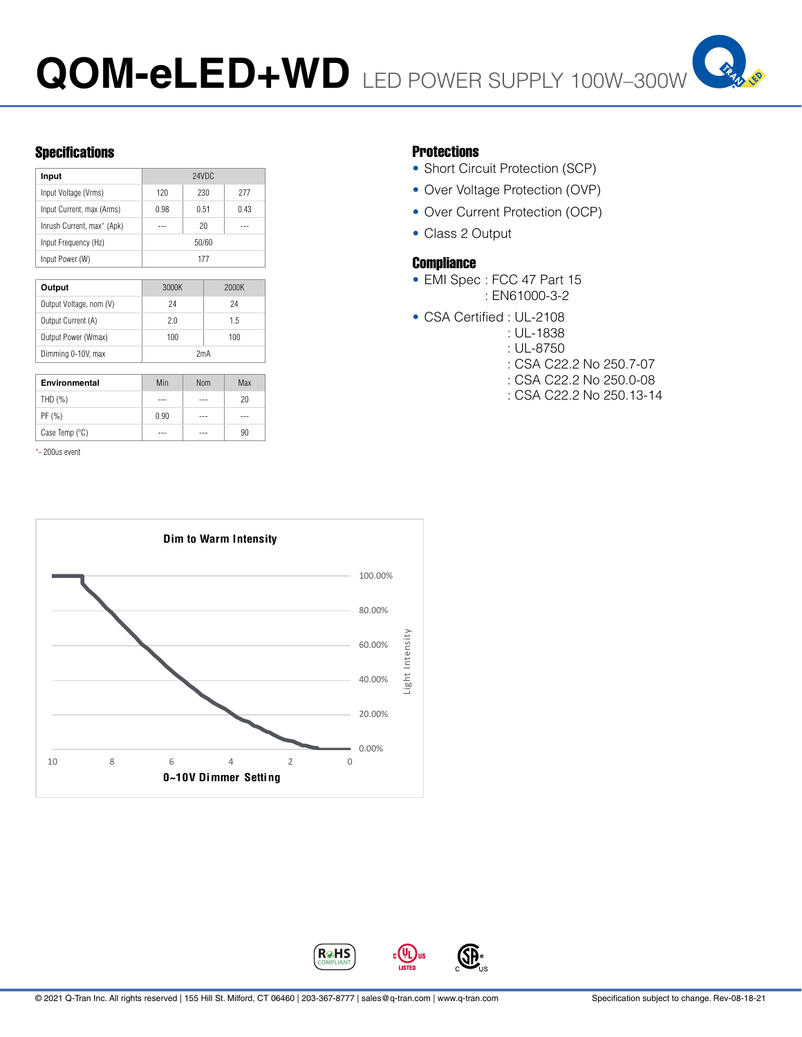# QOM-eLED+WD LED POWER SUPPLY 100W–300W

## Specifications

| Input | 24VDC | | |
|---|---|---|---|
| Input Voltage (Vrms) | 120 | 230 | 277 |
| Input Current, max (Arms) | 0.98 | 0.51 | 0.43 |
| Inrush Current, max* (Apk) | --- | 20 | --- |
| Input Frequency (Hz) | 50/60 | | |
| Input Power (W) | 177 | | |

| Output | 3000K | 2000K |
|---|---|---|
| Output Voltage, nom (V) | 24 | 24 |
| Output Current (A) | 2.0 | 1.5 |
| Output Power (Wmax) | 100 | 100 |
| Dimming 0-10V, max | 2mA | |

| Environmental | Min | Nom | Max |
|---|---|---|---|
| THD (%) | --- | --- | 20 |
| PF (%) | 0.90 | --- | --- |
| Case Temp (°C) | --- | --- | 90 |

*- 200us event

## Protections

- Short Circuit Protection (SCP)
- Over Voltage Protection (OVP)
- Over Current Protection (OCP)
- Class 2 Output

## Compliance

- EMI Spec : FCC 47 Part 15
  : EN61000-3-2
- CSA Certified : UL-2108
  : UL-1838
  : UL-8750
  : CSA C22.2 No 250.7-07
  : CSA C22.2 No 250.0-08
  : CSA C22.2 No 250.13-14

**Dim to Warm Intensity**

Light Intensity (0.00% – 100.00%) vs. 0~10V Dimmer Setting (10 – 0)

© 2021 Q-Tran Inc. All rights reserved | 155 Hill St. Milford, CT 06460 | 203-367-8777 | sales@q-tran.com | www.q-tran.com

Specification subject to change. Rev-08-18-21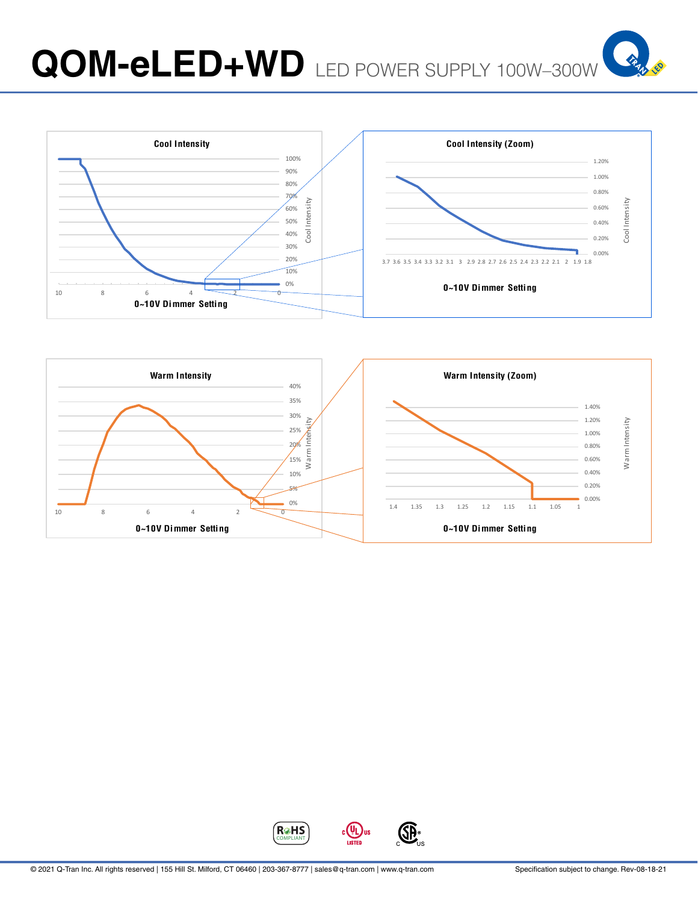# QOM-eLED+WD LED POWER SUPPLY 100W–300W

**Cool Intensity**

Cool Intensity: 100%, 90%, 80%, 70%, 60%, 50%, 40%, 30%, 20%, 10%, 0%

0~10V Dimmer Setting: 10, 8, 6, 4, 2, 0

**Cool Intensity (Zoom)**

Cool Intensity: 1.20%, 1.00%, 0.80%, 0.60%, 0.40%, 0.20%, 0.00%

0~10V Dimmer Setting: 3.7, 3.6, 3.5, 3.4, 3.3, 3.2, 3.1, 3, 2.9, 2.8, 2.7, 2.6, 2.5, 2.4, 2.3, 2.2, 2.1, 2, 1.9, 1.8

**Warm Intensity**

Warm Intensity: 40%, 35%, 30%, 25%, 20%, 15%, 10%, 5%, 0%

0~10V Dimmer Setting: 10, 8, 6, 4, 2, 0

**Warm Intensity (Zoom)**

Warm Intensity: 1.40%, 1.20%, 1.00%, 0.80%, 0.60%, 0.40%, 0.20%, 0.00%

0~10V Dimmer Setting: 1.4, 1.35, 1.3, 1.25, 1.2, 1.15, 1.1, 1.05, 1

RoHS COMPLIANT | c UL us LISTED | c SP us

© 2021 Q-Tran Inc. All rights reserved | 155 Hill St. Milford, CT 06460 | 203-367-8777 | sales@q-tran.com | www.q-tran.com

Specification subject to change. Rev-08-18-21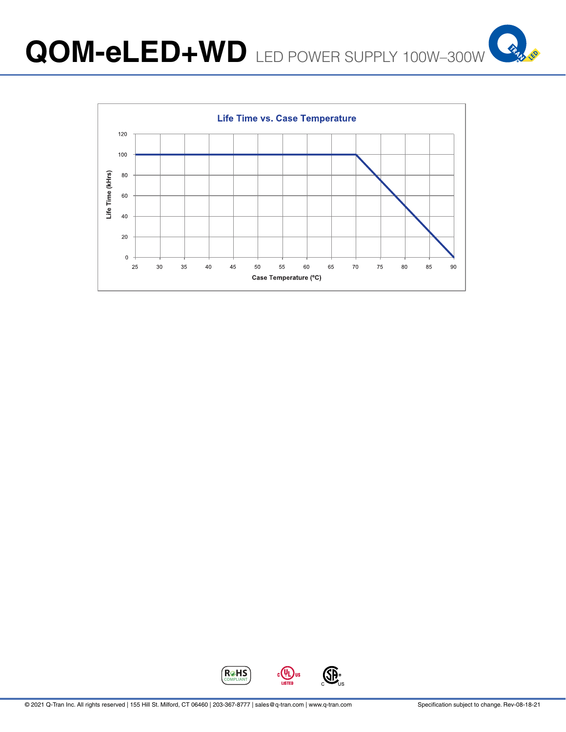**Life Time vs. Case Temperature**

Life Time (kHrs)

Case Temperature (°C)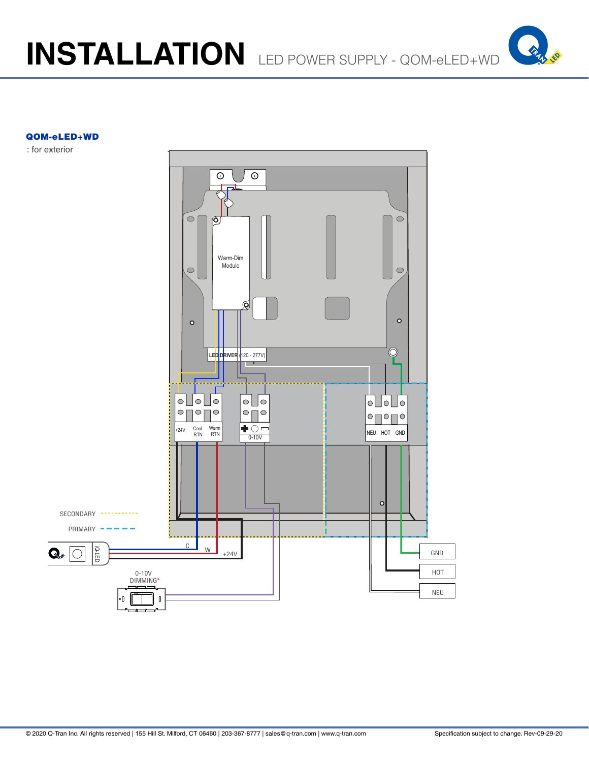# INSTALLATION LED POWER SUPPLY - QOM-eLED+WD

**QOM-eLED+WD**

: for exterior

Warm-Dim Module

LED DRIVER (120 - 277V)

+24V
Cool RTN
Warm RTN

0-10V

NEU HOT GND

SECONDARY

PRIMARY

iQ-LED

C

W

+24V

0-10V DIMMING*

GND

HOT

NEU